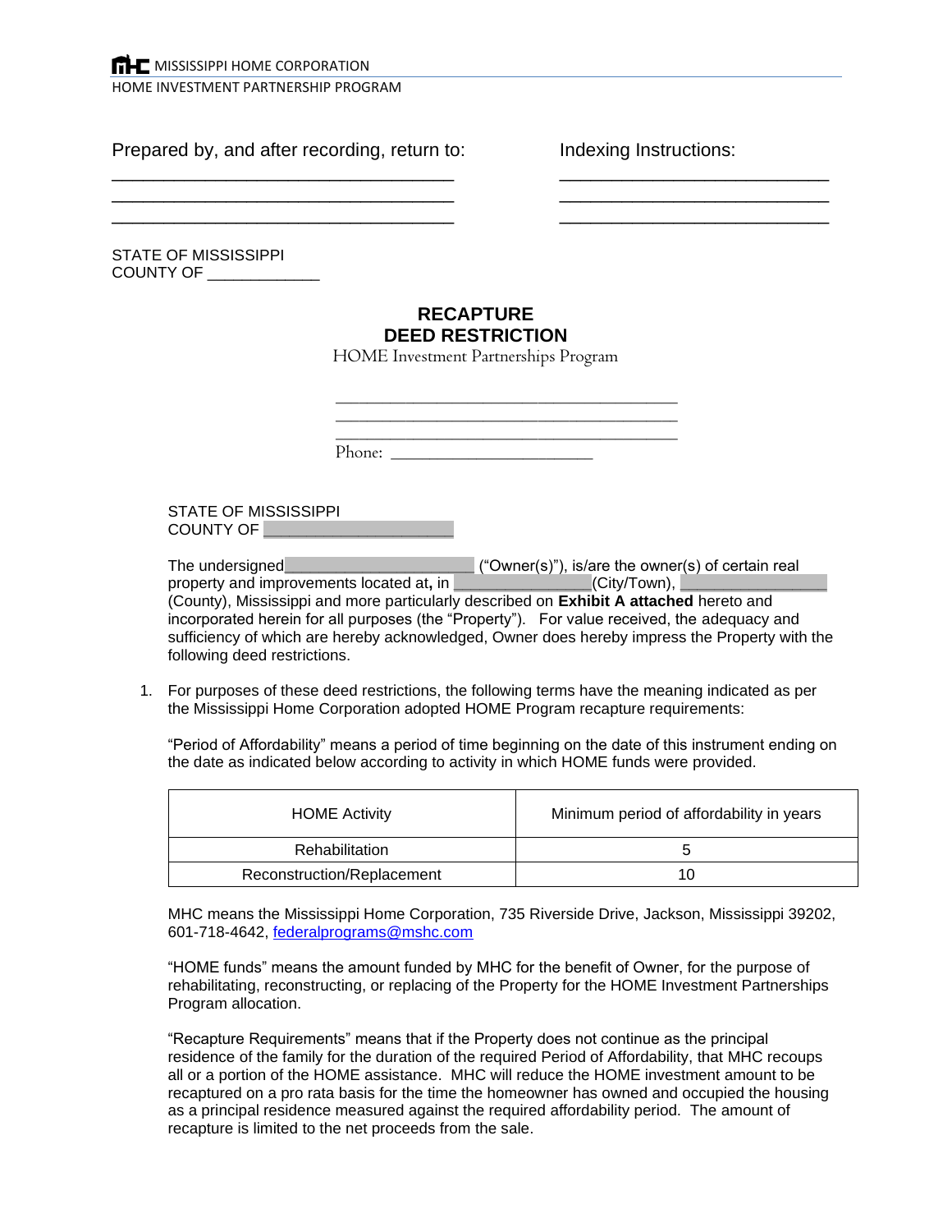Prepared by, and after recording, return to:

\_\_\_\_\_\_\_\_\_\_\_\_\_\_\_\_\_\_\_\_\_\_\_\_\_\_\_\_\_\_\_\_\_\_\_
\_\_\_\_\_\_\_\_\_\_\_\_\_\_\_\_\_\_\_\_\_\_\_\_\_\_\_\_\_\_\_\_\_\_\_
\_\_\_\_\_\_\_\_\_\_\_\_\_\_\_\_\_\_\_\_\_\_\_\_\_\_\_\_\_\_\_\_\_\_\_

Indexing Instructions:

\_\_\_\_\_\_\_\_\_\_\_\_\_\_\_\_\_\_\_\_\_\_\_\_\_\_\_\_
\_\_\_\_\_\_\_\_\_\_\_\_\_\_\_\_\_\_\_\_\_\_\_\_\_\_\_\_
\_\_\_\_\_\_\_\_\_\_\_\_\_\_\_\_\_\_\_\_\_\_\_\_\_\_\_\_

STATE OF MISSISSIPPI
COUNTY OF \_\_\_\_\_\_\_\_\_\_\_\_

# RECAPTURE DEED RESTRICTION

HOME Investment Partnerships Program

\_\_\_\_\_\_\_\_\_\_\_\_\_\_\_\_\_\_\_\_\_\_\_\_\_\_\_\_\_\_\_\_\_\_\_\_
\_\_\_\_\_\_\_\_\_\_\_\_\_\_\_\_\_\_\_\_\_\_\_\_\_\_\_\_\_\_\_\_\_\_\_\_
\_\_\_\_\_\_\_\_\_\_\_\_\_\_\_\_\_\_\_\_\_\_\_\_\_\_\_\_\_\_\_\_\_\_\_\_
Phone: \_\_\_\_\_\_\_\_\_\_\_\_\_\_\_\_\_\_\_\_\_\_

STATE OF MISSISSIPPI
COUNTY OF \_\_\_\_\_\_\_\_\_\_\_\_\_\_\_\_\_\_\_\_

The undersigned\_\_\_\_\_\_\_\_\_\_\_\_\_\_\_\_\_\_\_\_ ("Owner(s)"), is/are the owner(s) of certain real property and improvements located at**,** in \_\_\_\_\_\_\_\_\_\_\_\_\_\_\_(City/Town), \_\_\_\_\_\_\_\_\_\_\_\_\_\_\_\_ (County), Mississippi and more particularly described on **Exhibit A attached** hereto and incorporated herein for all purposes (the "Property"). For value received, the adequacy and sufficiency of which are hereby acknowledged, Owner does hereby impress the Property with the following deed restrictions.

1. For purposes of these deed restrictions, the following terms have the meaning indicated as per the Mississippi Home Corporation adopted HOME Program recapture requirements:

   "Period of Affordability" means a period of time beginning on the date of this instrument ending on the date as indicated below according to activity in which HOME funds were provided.

   | HOME Activity | Minimum period of affordability in years |
   |---|---|
   | Rehabilitation | 5 |
   | Reconstruction/Replacement | 10 |

   MHC means the Mississippi Home Corporation, 735 Riverside Drive, Jackson, Mississippi 39202, 601-718-4642, federalprograms@mshc.com

   "HOME funds" means the amount funded by MHC for the benefit of Owner, for the purpose of rehabilitating, reconstructing, or replacing of the Property for the HOME Investment Partnerships Program allocation.

   "Recapture Requirements" means that if the Property does not continue as the principal residence of the family for the duration of the required Period of Affordability, that MHC recoups all or a portion of the HOME assistance. MHC will reduce the HOME investment amount to be recaptured on a pro rata basis for the time the homeowner has owned and occupied the housing as a principal residence measured against the required affordability period. The amount of recapture is limited to the net proceeds from the sale.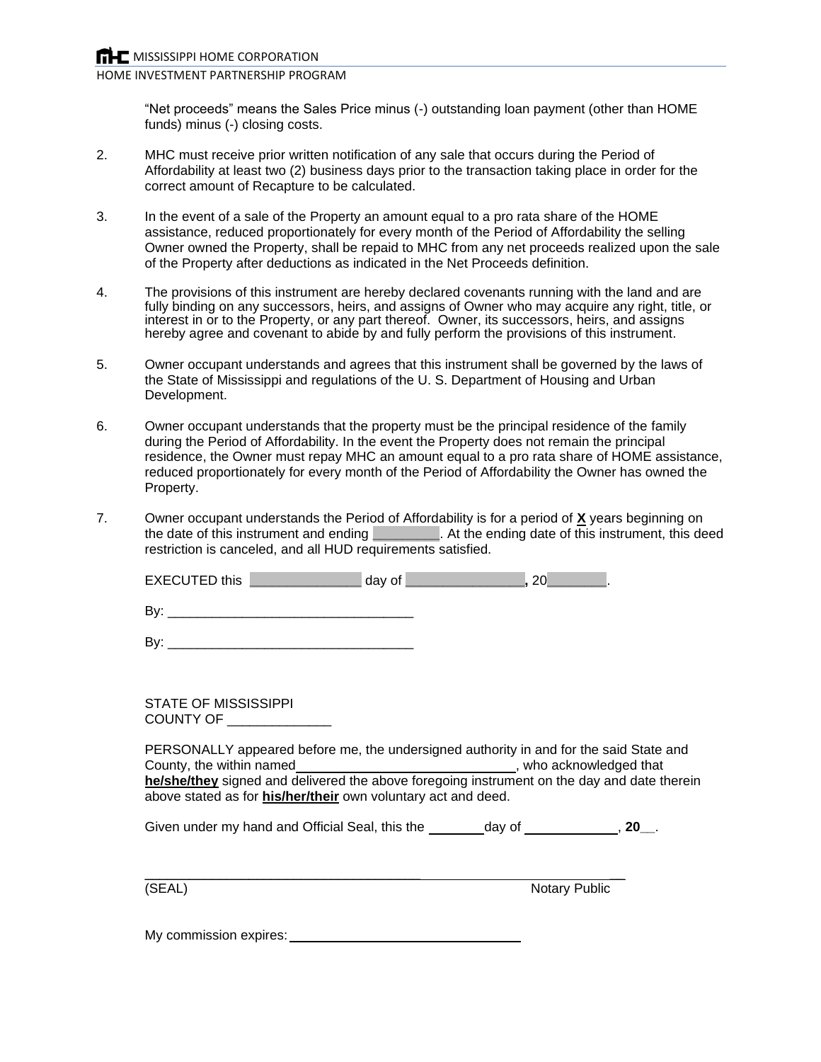"Net proceeds" means the Sales Price minus (-) outstanding loan payment (other than HOME funds) minus (-) closing costs.

2. MHC must receive prior written notification of any sale that occurs during the Period of Affordability at least two (2) business days prior to the transaction taking place in order for the correct amount of Recapture to be calculated.

3. In the event of a sale of the Property an amount equal to a pro rata share of the HOME assistance, reduced proportionately for every month of the Period of Affordability the selling Owner owned the Property, shall be repaid to MHC from any net proceeds realized upon the sale of the Property after deductions as indicated in the Net Proceeds definition.

4. The provisions of this instrument are hereby declared covenants running with the land and are fully binding on any successors, heirs, and assigns of Owner who may acquire any right, title, or interest in or to the Property, or any part thereof. Owner, its successors, heirs, and assigns hereby agree and covenant to abide by and fully perform the provisions of this instrument.

5. Owner occupant understands and agrees that this instrument shall be governed by the laws of the State of Mississippi and regulations of the U. S. Department of Housing and Urban Development.

6. Owner occupant understands that the property must be the principal residence of the family during the Period of Affordability. In the event the Property does not remain the principal residence, the Owner must repay MHC an amount equal to a pro rata share of HOME assistance, reduced proportionately for every month of the Period of Affordability the Owner has owned the Property.

7. Owner occupant understands the Period of Affordability is for a period of **X** years beginning on the date of this instrument and ending _________. At the ending date of this instrument, this deed restriction is canceled, and all HUD requirements satisfied.

EXECUTED this _______________ day of ________________**,** 20________.

By: _________________________________

By: _________________________________

STATE OF MISSISSIPPI
COUNTY OF ______________

PERSONALLY appeared before me, the undersigned authority in and for the said State and County, the within named______________________________, who acknowledged that **he/she/they** signed and delivered the above foregoing instrument on the day and date therein above stated as for **his/her/their** own voluntary act and deed.

Given under my hand and Official Seal, this the ________day of _____________, **20__**.

_____________________________________________________________________
(SEAL) Notary Public

My commission expires: ________________________________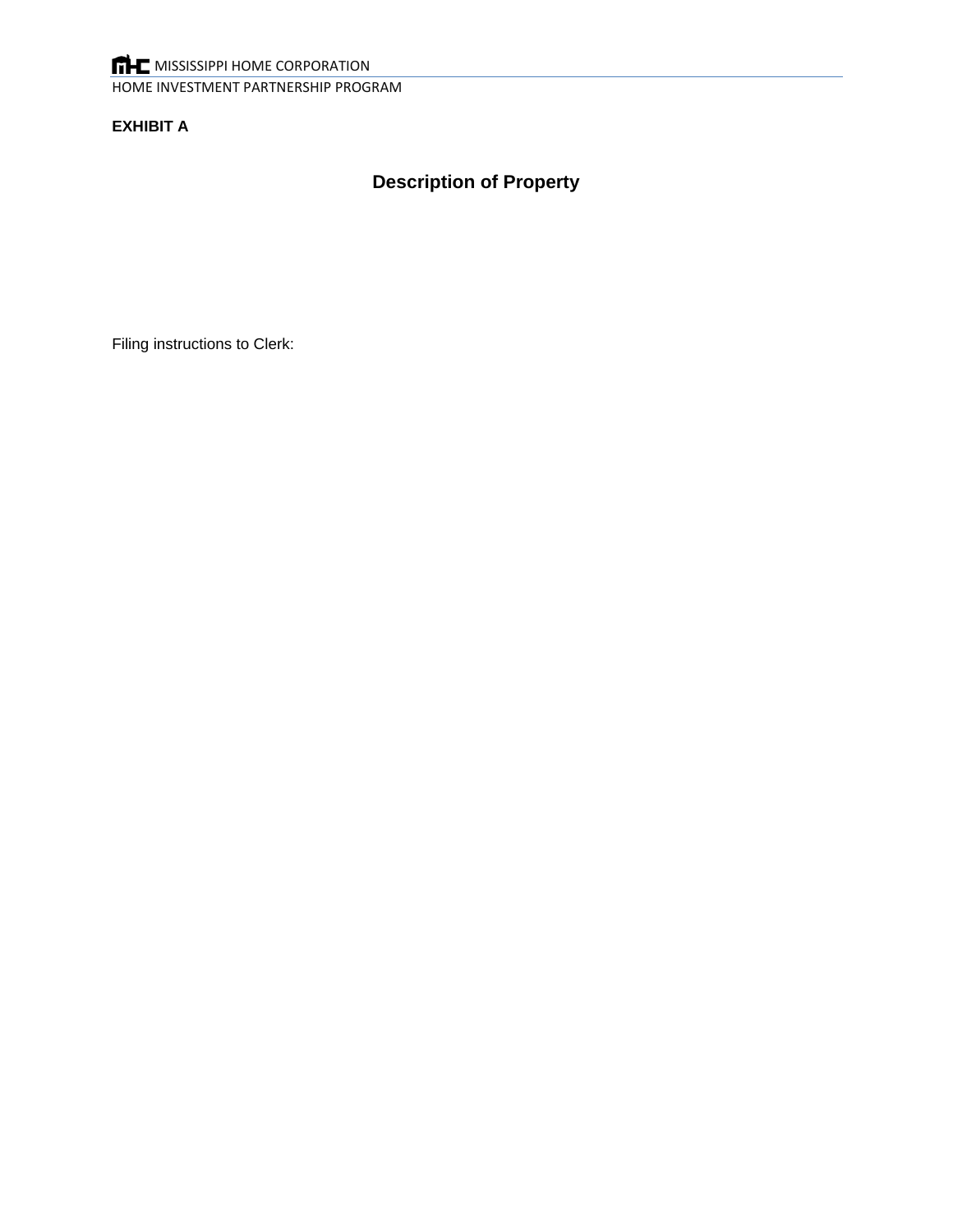**EXHIBIT A**

## Description of Property

Filing instructions to Clerk: